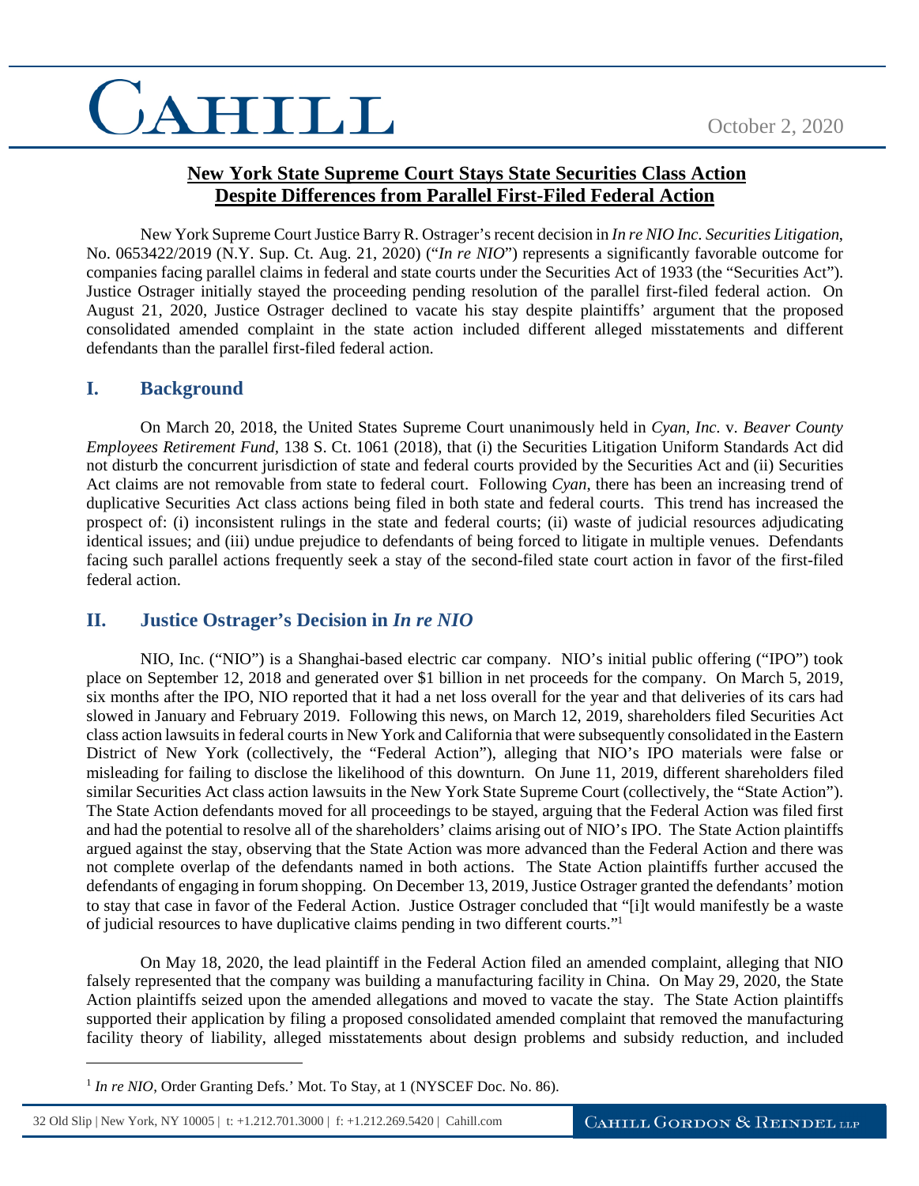October 2, 2020

## New York State Supreme Court Stays State Securities Class Action Despite Differences from Parallel First-Filed Federal Action

New York Supreme Court Justice Barry R. Ostrager's recent decision in *In re NIO Inc. Securities Litigation*, No. 0653422/2019 (N.Y. Sup. Ct. Aug. 21, 2020) ("*In re NIO*") represents a significantly favorable outcome for companies facing parallel claims in federal and state courts under the Securities Act of 1933 (the "Securities Act"). Justice Ostrager initially stayed the proceeding pending resolution of the parallel first-filed federal action. On August 21, 2020, Justice Ostrager declined to vacate his stay despite plaintiffs' argument that the proposed consolidated amended complaint in the state action included different alleged misstatements and different defendants than the parallel first-filed federal action.

## I. Background

On March 20, 2018, the United States Supreme Court unanimously held in *Cyan, Inc.* v. *Beaver County Employees Retirement Fund*, 138 S. Ct. 1061 (2018), that (i) the Securities Litigation Uniform Standards Act did not disturb the concurrent jurisdiction of state and federal courts provided by the Securities Act and (ii) Securities Act claims are not removable from state to federal court. Following *Cyan*, there has been an increasing trend of duplicative Securities Act class actions being filed in both state and federal courts. This trend has increased the prospect of: (i) inconsistent rulings in the state and federal courts; (ii) waste of judicial resources adjudicating identical issues; and (iii) undue prejudice to defendants of being forced to litigate in multiple venues. Defendants facing such parallel actions frequently seek a stay of the second-filed state court action in favor of the first-filed federal action.

## II. Justice Ostrager's Decision in *In re NIO*

NIO, Inc. ("NIO") is a Shanghai-based electric car company. NIO's initial public offering ("IPO") took place on September 12, 2018 and generated over $1 billion in net proceeds for the company. On March 5, 2019, six months after the IPO, NIO reported that it had a net loss overall for the year and that deliveries of its cars had slowed in January and February 2019. Following this news, on March 12, 2019, shareholders filed Securities Act class action lawsuits in federal courts in New York and California that were subsequently consolidated in the Eastern District of New York (collectively, the "Federal Action"), alleging that NIO's IPO materials were false or misleading for failing to disclose the likelihood of this downturn. On June 11, 2019, different shareholders filed similar Securities Act class action lawsuits in the New York State Supreme Court (collectively, the "State Action"). The State Action defendants moved for all proceedings to be stayed, arguing that the Federal Action was filed first and had the potential to resolve all of the shareholders' claims arising out of NIO's IPO. The State Action plaintiffs argued against the stay, observing that the State Action was more advanced than the Federal Action and there was not complete overlap of the defendants named in both actions. The State Action plaintiffs further accused the defendants of engaging in forum shopping. On December 13, 2019, Justice Ostrager granted the defendants' motion to stay that case in favor of the Federal Action. Justice Ostrager concluded that "[i]t would manifestly be a waste of judicial resources to have duplicative claims pending in two different courts."[1]

On May 18, 2020, the lead plaintiff in the Federal Action filed an amended complaint, alleging that NIO falsely represented that the company was building a manufacturing facility in China. On May 29, 2020, the State Action plaintiffs seized upon the amended allegations and moved to vacate the stay. The State Action plaintiffs supported their application by filing a proposed consolidated amended complaint that removed the manufacturing facility theory of liability, alleged misstatements about design problems and subsidy reduction, and included

[1] *In re NIO*, Order Granting Defs.' Mot. To Stay, at 1 (NYSCEF Doc. No. 86).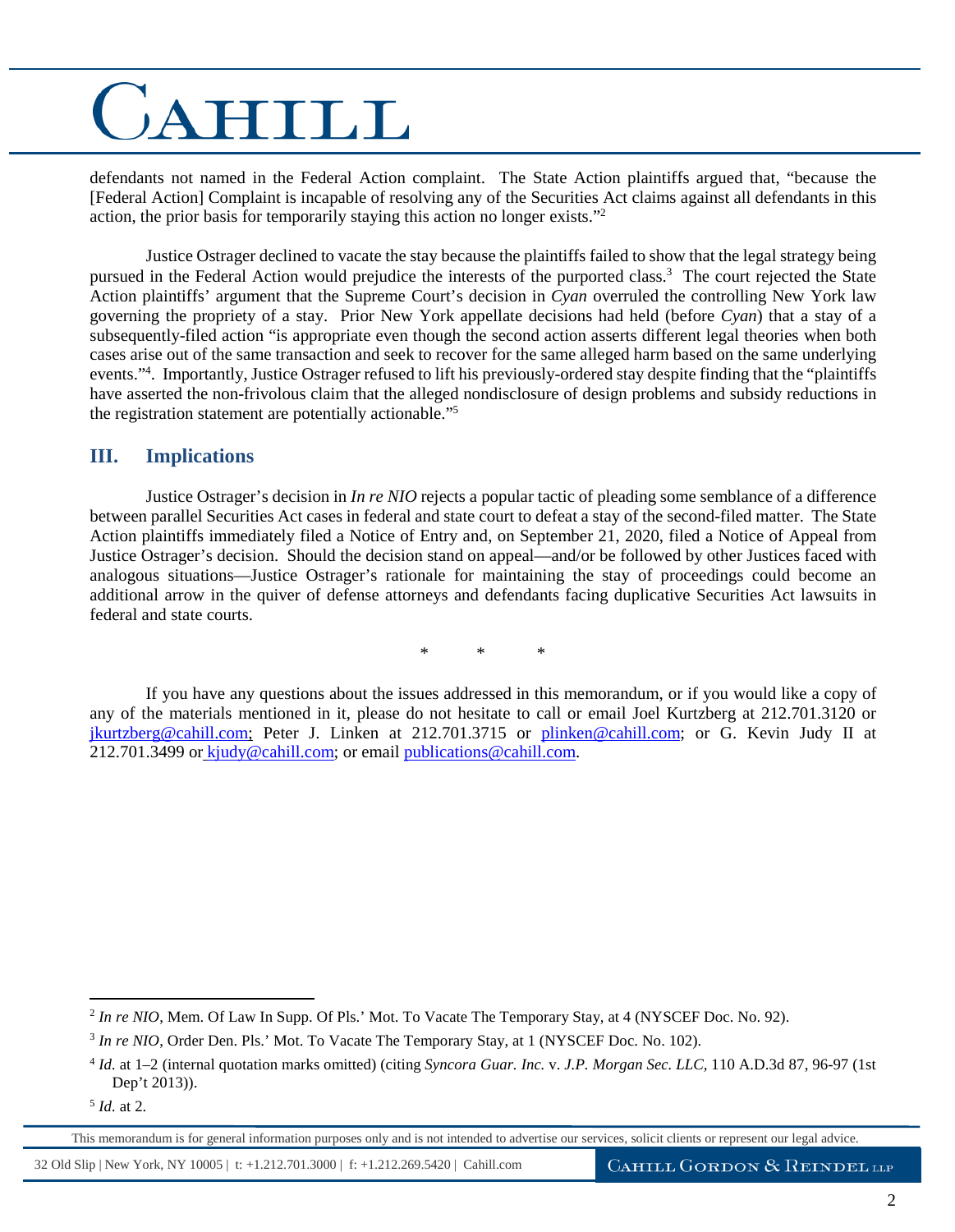defendants not named in the Federal Action complaint. The State Action plaintiffs argued that, "because the [Federal Action] Complaint is incapable of resolving any of the Securities Act claims against all defendants in this action, the prior basis for temporarily staying this action no longer exists."[2]

Justice Ostrager declined to vacate the stay because the plaintiffs failed to show that the legal strategy being pursued in the Federal Action would prejudice the interests of the purported class.[3] The court rejected the State Action plaintiffs' argument that the Supreme Court's decision in *Cyan* overruled the controlling New York law governing the propriety of a stay. Prior New York appellate decisions had held (before *Cyan*) that a stay of a subsequently-filed action "is appropriate even though the second action asserts different legal theories when both cases arise out of the same transaction and seek to recover for the same alleged harm based on the same underlying events."[4]. Importantly, Justice Ostrager refused to lift his previously-ordered stay despite finding that the "plaintiffs have asserted the non-frivolous claim that the alleged nondisclosure of design problems and subsidy reductions in the registration statement are potentially actionable."[5]

## III. Implications

Justice Ostrager's decision in *In re NIO* rejects a popular tactic of pleading some semblance of a difference between parallel Securities Act cases in federal and state court to defeat a stay of the second-filed matter. The State Action plaintiffs immediately filed a Notice of Entry and, on September 21, 2020, filed a Notice of Appeal from Justice Ostrager's decision. Should the decision stand on appeal—and/or be followed by other Justices faced with analogous situations—Justice Ostrager's rationale for maintaining the stay of proceedings could become an additional arrow in the quiver of defense attorneys and defendants facing duplicative Securities Act lawsuits in federal and state courts.

\* \* \*

If you have any questions about the issues addressed in this memorandum, or if you would like a copy of any of the materials mentioned in it, please do not hesitate to call or email Joel Kurtzberg at 212.701.3120 or jkurtzberg@cahill.com; Peter J. Linken at 212.701.3715 or plinken@cahill.com; or G. Kevin Judy II at 212.701.3499 or kjudy@cahill.com; or email publications@cahill.com.

---

[2] *In re NIO*, Mem. Of Law In Supp. Of Pls.' Mot. To Vacate The Temporary Stay, at 4 (NYSCEF Doc. No. 92).

[3] *In re NIO*, Order Den. Pls.' Mot. To Vacate The Temporary Stay, at 1 (NYSCEF Doc. No. 102).

[4] *Id.* at 1–2 (internal quotation marks omitted) (citing *Syncora Guar. Inc.* v. *J.P. Morgan Sec. LLC*, 110 A.D.3d 87, 96-97 (1st Dep't 2013)).

[5] *Id.* at 2.

This memorandum is for general information purposes only and is not intended to advertise our services, solicit clients or represent our legal advice.